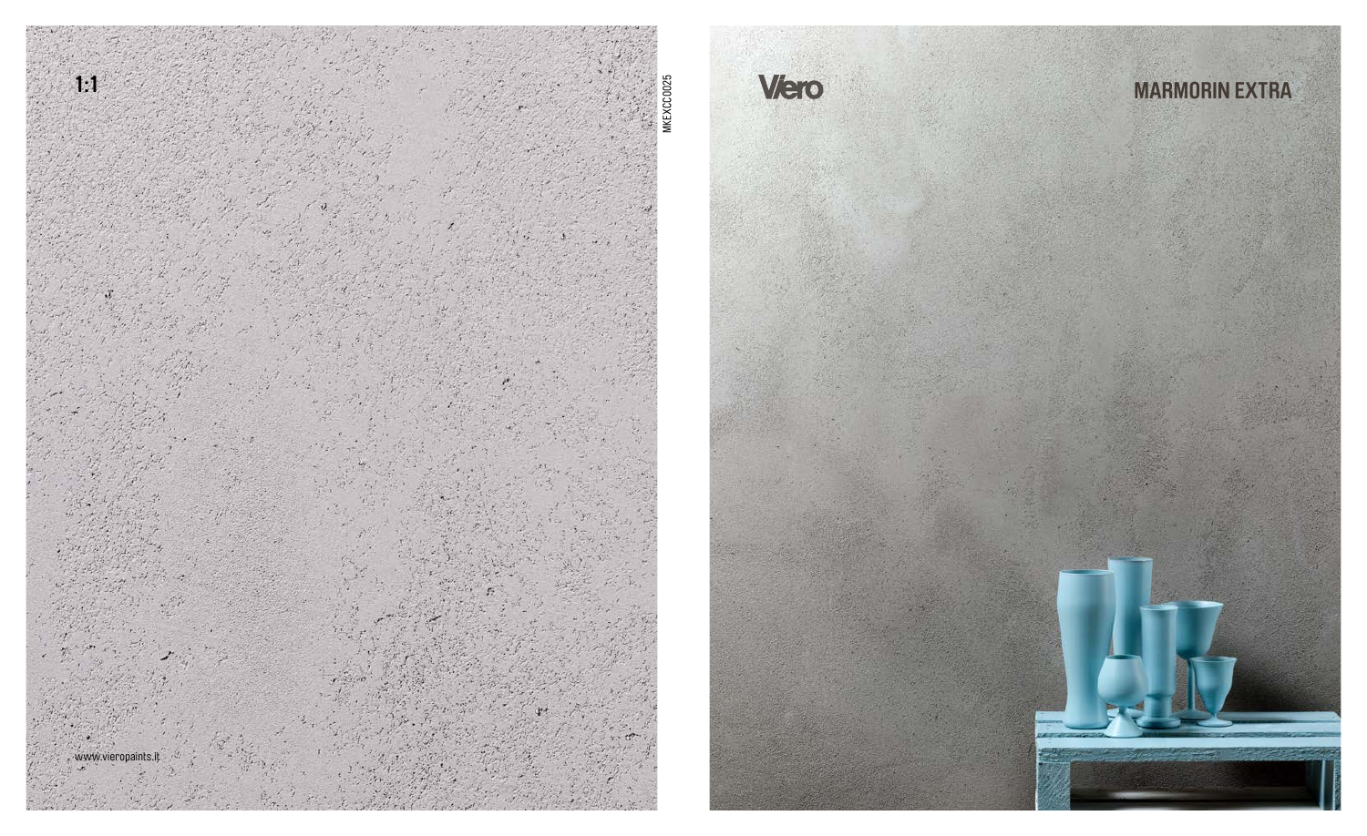1:1

www.vieropaints.it

MKEXCC0025

Viero

# MARMORIN EXTRA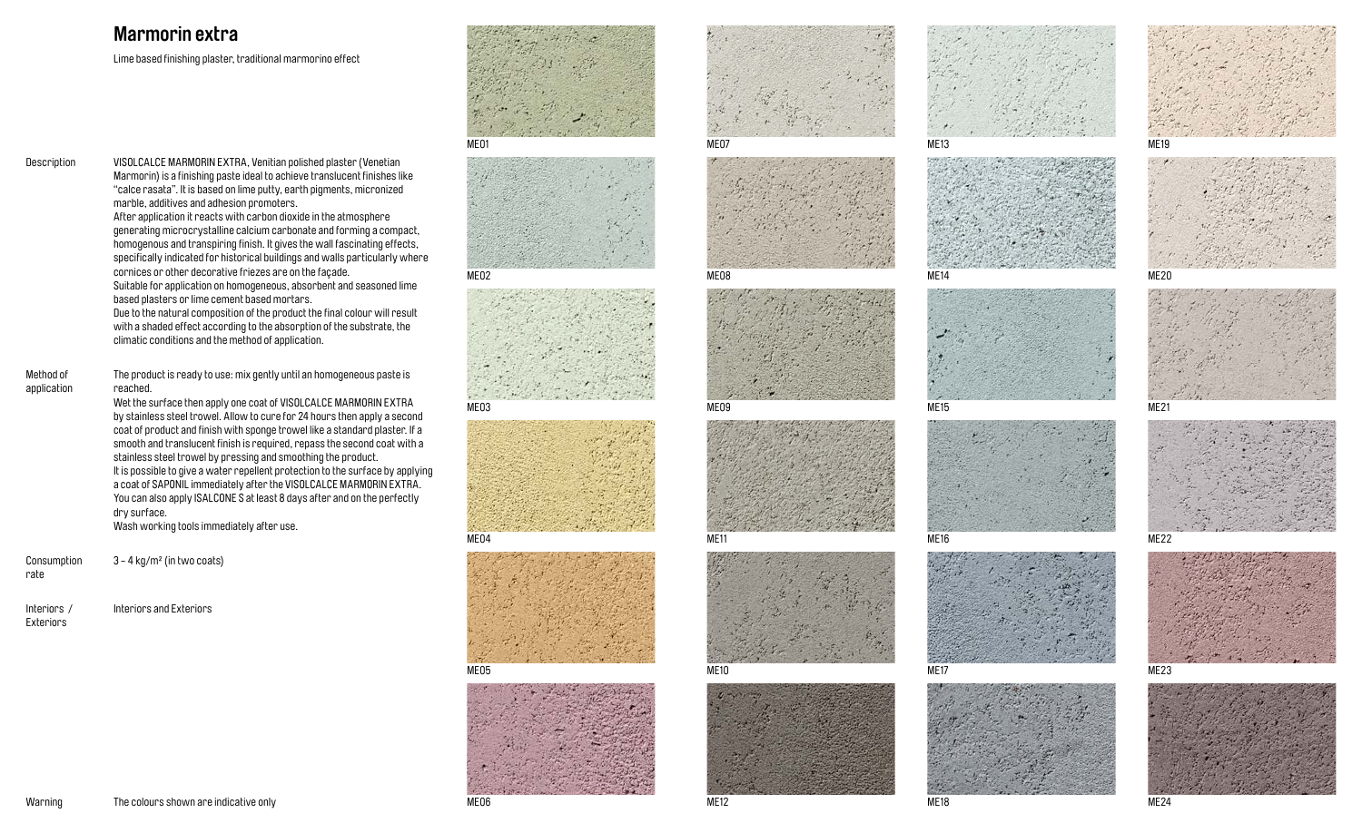# Marmorin extra

Lime based finishing plaster, traditional marmorino effect

**Description**

VISOLCALCE MARMORIN EXTRA, Venitian polished plaster (Venetian Marmorin) is a finishing paste ideal to achieve translucent finishes like "calce rasata". It is based on lime putty, earth pigments, micronized marble, additives and adhesion promoters.
After application it reacts with carbon dioxide in the atmosphere generating microcrystalline calcium carbonate and forming a compact, homogenous and transpiring finish. It gives the wall fascinating effects, specifically indicated for historical buildings and walls particularly where cornices or other decorative friezes are on the façade.
Suitable for application on homogeneous, absorbent and seasoned lime based plasters or lime cement based mortars.
Due to the natural composition of the product the final colour will result with a shaded effect according to the absorption of the substrate, the climatic conditions and the method of application.

**Method of application**

The product is ready to use: mix gently until an homogeneous paste is reached.
Wet the surface then apply one coat of VISOLCALCE MARMORIN EXTRA by stainless steel trowel. Allow to cure for 24 hours then apply a second coat of product and finish with sponge trowel like a standard plaster. If a smooth and translucent finish is required, repass the second coat with a stainless steel trowel by pressing and smoothing the product.
It is possible to give a water repellent protection to the surface by applying a coat of SAPONIL immediately after the VISOLCALCE MARMORIN EXTRA. You can also apply ISALCONE S at least 8 days after and on the perfectly dry surface.
Wash working tools immediately after use.

**Consumption rate**

3 – 4 kg/m² (in two coats)

**Interiors / Exteriors**

Interiors and Exteriors

**Warning**

The colours shown are indicative only

ME01
ME02
ME03
ME04
ME05
ME06
ME07
ME08
ME09
ME11
ME10
ME12
ME13
ME14
ME15
ME16
ME17
ME18
ME19
ME20
ME21
ME22
ME23
ME24